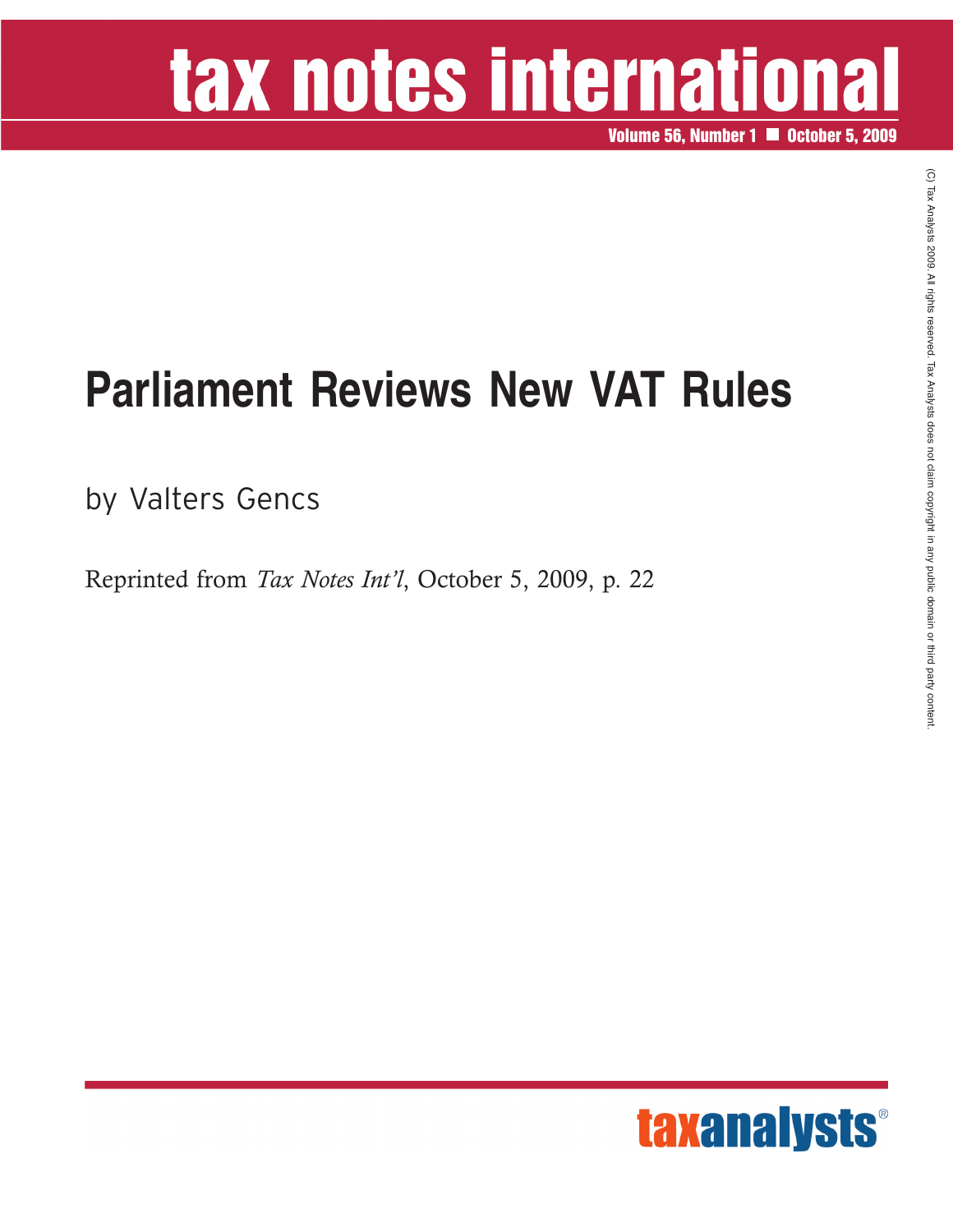# tax notes international

**Volume 56, Number 1 ■ October 5, 2009**

# Parliament Reviews New VAT Rules

by Valters Gencs

Reprinted from *Tax Notes Int'l*, October 5, 2009, p. 22

(C) Tax Analysts 2009. All rights reserved. Tax Analysts does not claim copyright in any public domain or third party content.

taxanalysts®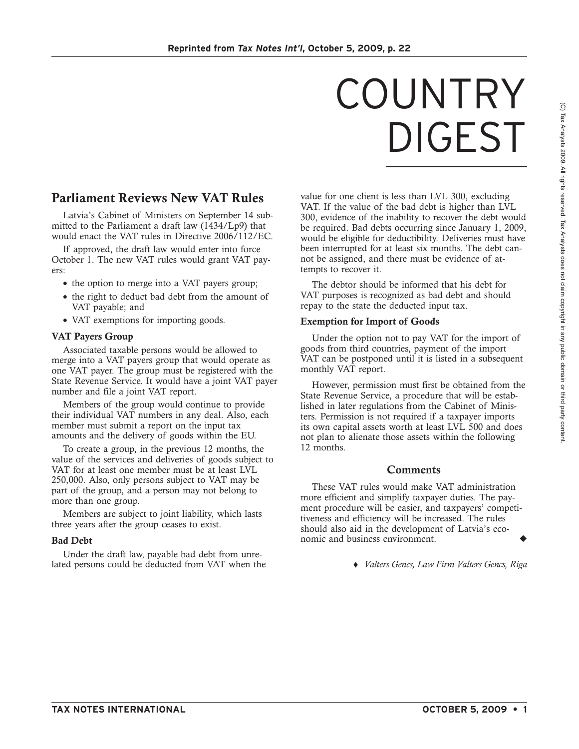# COUNTRY DIGEST

## Parliament Reviews New VAT Rules

Latvia's Cabinet of Ministers on September 14 submitted to the Parliament a draft law (1434/Lp9) that would enact the VAT rules in Directive 2006/112/EC.

If approved, the draft law would enter into force October 1. The new VAT rules would grant VAT payers:

- the option to merge into a VAT payers group;
- the right to deduct bad debt from the amount of VAT payable; and
- VAT exemptions for importing goods.

### VAT Payers Group

Associated taxable persons would be allowed to merge into a VAT payers group that would operate as one VAT payer. The group must be registered with the State Revenue Service. It would have a joint VAT payer number and file a joint VAT report.

Members of the group would continue to provide their individual VAT numbers in any deal. Also, each member must submit a report on the input tax amounts and the delivery of goods within the EU.

To create a group, in the previous 12 months, the value of the services and deliveries of goods subject to VAT for at least one member must be at least LVL 250,000. Also, only persons subject to VAT may be part of the group, and a person may not belong to more than one group.

Members are subject to joint liability, which lasts three years after the group ceases to exist.

### Bad Debt

Under the draft law, payable bad debt from unrelated persons could be deducted from VAT when the value for one client is less than LVL 300, excluding VAT. If the value of the bad debt is higher than LVL 300, evidence of the inability to recover the debt would be required. Bad debts occurring since January 1, 2009, would be eligible for deductibility. Deliveries must have been interrupted for at least six months. The debt cannot be assigned, and there must be evidence of attempts to recover it.

The debtor should be informed that his debt for VAT purposes is recognized as bad debt and should repay to the state the deducted input tax.

### Exemption for Import of Goods

Under the option not to pay VAT for the import of goods from third countries, payment of the import VAT can be postponed until it is listed in a subsequent monthly VAT report.

However, permission must first be obtained from the State Revenue Service, a procedure that will be established in later regulations from the Cabinet of Ministers. Permission is not required if a taxpayer imports its own capital assets worth at least LVL 500 and does not plan to alienate those assets within the following 12 months.

### Comments

These VAT rules would make VAT administration more efficient and simplify taxpayer duties. The payment procedure will be easier, and taxpayers' competitiveness and efficiency will be increased. The rules should also aid in the development of Latvia's economic and business environment. ◆

♦ *Valters Gencs, Law Firm Valters Gencs, Riga*